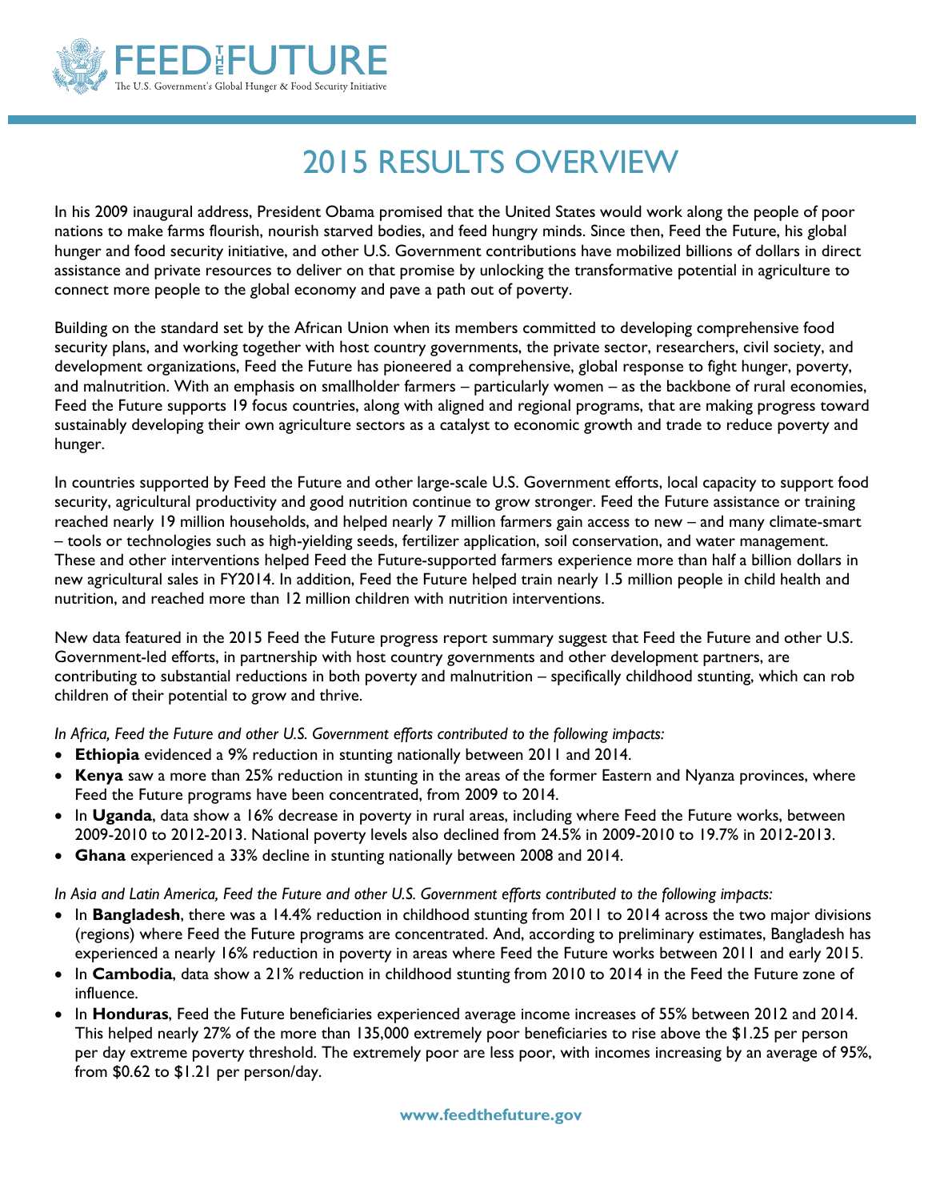FEED THE FUTURE
The U.S. Government's Global Hunger & Food Security Initiative

# 2015 RESULTS OVERVIEW

In his 2009 inaugural address, President Obama promised that the United States would work along the people of poor nations to make farms flourish, nourish starved bodies, and feed hungry minds. Since then, Feed the Future, his global hunger and food security initiative, and other U.S. Government contributions have mobilized billions of dollars in direct assistance and private resources to deliver on that promise by unlocking the transformative potential in agriculture to connect more people to the global economy and pave a path out of poverty.

Building on the standard set by the African Union when its members committed to developing comprehensive food security plans, and working together with host country governments, the private sector, researchers, civil society, and development organizations, Feed the Future has pioneered a comprehensive, global response to fight hunger, poverty, and malnutrition. With an emphasis on smallholder farmers – particularly women – as the backbone of rural economies, Feed the Future supports 19 focus countries, along with aligned and regional programs, that are making progress toward sustainably developing their own agriculture sectors as a catalyst to economic growth and trade to reduce poverty and hunger.

In countries supported by Feed the Future and other large-scale U.S. Government efforts, local capacity to support food security, agricultural productivity and good nutrition continue to grow stronger. Feed the Future assistance or training reached nearly 19 million households, and helped nearly 7 million farmers gain access to new – and many climate-smart – tools or technologies such as high-yielding seeds, fertilizer application, soil conservation, and water management. These and other interventions helped Feed the Future-supported farmers experience more than half a billion dollars in new agricultural sales in FY2014. In addition, Feed the Future helped train nearly 1.5 million people in child health and nutrition, and reached more than 12 million children with nutrition interventions.

New data featured in the 2015 Feed the Future progress report summary suggest that Feed the Future and other U.S. Government-led efforts, in partnership with host country governments and other development partners, are contributing to substantial reductions in both poverty and malnutrition – specifically childhood stunting, which can rob children of their potential to grow and thrive.

*In Africa, Feed the Future and other U.S. Government efforts contributed to the following impacts:*

- **Ethiopia** evidenced a 9% reduction in stunting nationally between 2011 and 2014.
- **Kenya** saw a more than 25% reduction in stunting in the areas of the former Eastern and Nyanza provinces, where Feed the Future programs have been concentrated, from 2009 to 2014.
- In **Uganda**, data show a 16% decrease in poverty in rural areas, including where Feed the Future works, between 2009-2010 to 2012-2013. National poverty levels also declined from 24.5% in 2009-2010 to 19.7% in 2012-2013.
- **Ghana** experienced a 33% decline in stunting nationally between 2008 and 2014.

*In Asia and Latin America, Feed the Future and other U.S. Government efforts contributed to the following impacts:*

- In **Bangladesh**, there was a 14.4% reduction in childhood stunting from 2011 to 2014 across the two major divisions (regions) where Feed the Future programs are concentrated. And, according to preliminary estimates, Bangladesh has experienced a nearly 16% reduction in poverty in areas where Feed the Future works between 2011 and early 2015.
- In **Cambodia**, data show a 21% reduction in childhood stunting from 2010 to 2014 in the Feed the Future zone of influence.
- In **Honduras**, Feed the Future beneficiaries experienced average income increases of 55% between 2012 and 2014. This helped nearly 27% of the more than 135,000 extremely poor beneficiaries to rise above the $1.25 per person per day extreme poverty threshold. The extremely poor are less poor, with incomes increasing by an average of 95%, from $0.62 to $1.21 per person/day.

**www.feedthefuture.gov**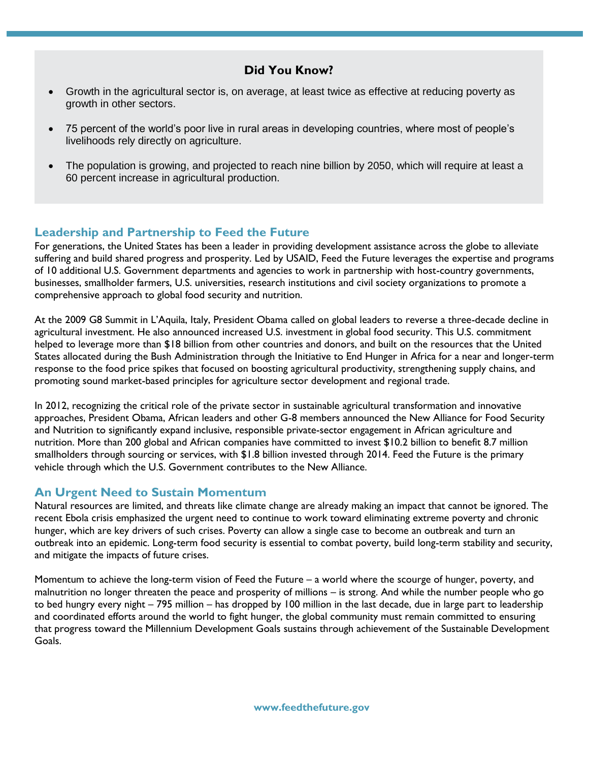### Did You Know?

- Growth in the agricultural sector is, on average, at least twice as effective at reducing poverty as growth in other sectors.
- 75 percent of the world's poor live in rural areas in developing countries, where most of people's livelihoods rely directly on agriculture.
- The population is growing, and projected to reach nine billion by 2050, which will require at least a 60 percent increase in agricultural production.

## Leadership and Partnership to Feed the Future

For generations, the United States has been a leader in providing development assistance across the globe to alleviate suffering and build shared progress and prosperity. Led by USAID, Feed the Future leverages the expertise and programs of 10 additional U.S. Government departments and agencies to work in partnership with host-country governments, businesses, smallholder farmers, U.S. universities, research institutions and civil society organizations to promote a comprehensive approach to global food security and nutrition.

At the 2009 G8 Summit in L'Aquila, Italy, President Obama called on global leaders to reverse a three-decade decline in agricultural investment. He also announced increased U.S. investment in global food security. This U.S. commitment helped to leverage more than $18 billion from other countries and donors, and built on the resources that the United States allocated during the Bush Administration through the Initiative to End Hunger in Africa for a near and longer-term response to the food price spikes that focused on boosting agricultural productivity, strengthening supply chains, and promoting sound market-based principles for agriculture sector development and regional trade.

In 2012, recognizing the critical role of the private sector in sustainable agricultural transformation and innovative approaches, President Obama, African leaders and other G-8 members announced the New Alliance for Food Security and Nutrition to significantly expand inclusive, responsible private-sector engagement in African agriculture and nutrition. More than 200 global and African companies have committed to invest $10.2 billion to benefit 8.7 million smallholders through sourcing or services, with $1.8 billion invested through 2014. Feed the Future is the primary vehicle through which the U.S. Government contributes to the New Alliance.

## An Urgent Need to Sustain Momentum

Natural resources are limited, and threats like climate change are already making an impact that cannot be ignored. The recent Ebola crisis emphasized the urgent need to continue to work toward eliminating extreme poverty and chronic hunger, which are key drivers of such crises. Poverty can allow a single case to become an outbreak and turn an outbreak into an epidemic. Long-term food security is essential to combat poverty, build long-term stability and security, and mitigate the impacts of future crises.

Momentum to achieve the long-term vision of Feed the Future – a world where the scourge of hunger, poverty, and malnutrition no longer threaten the peace and prosperity of millions – is strong. And while the number people who go to bed hungry every night – 795 million – has dropped by 100 million in the last decade, due in large part to leadership and coordinated efforts around the world to fight hunger, the global community must remain committed to ensuring that progress toward the Millennium Development Goals sustains through achievement of the Sustainable Development Goals.

**www.feedthefuture.gov**